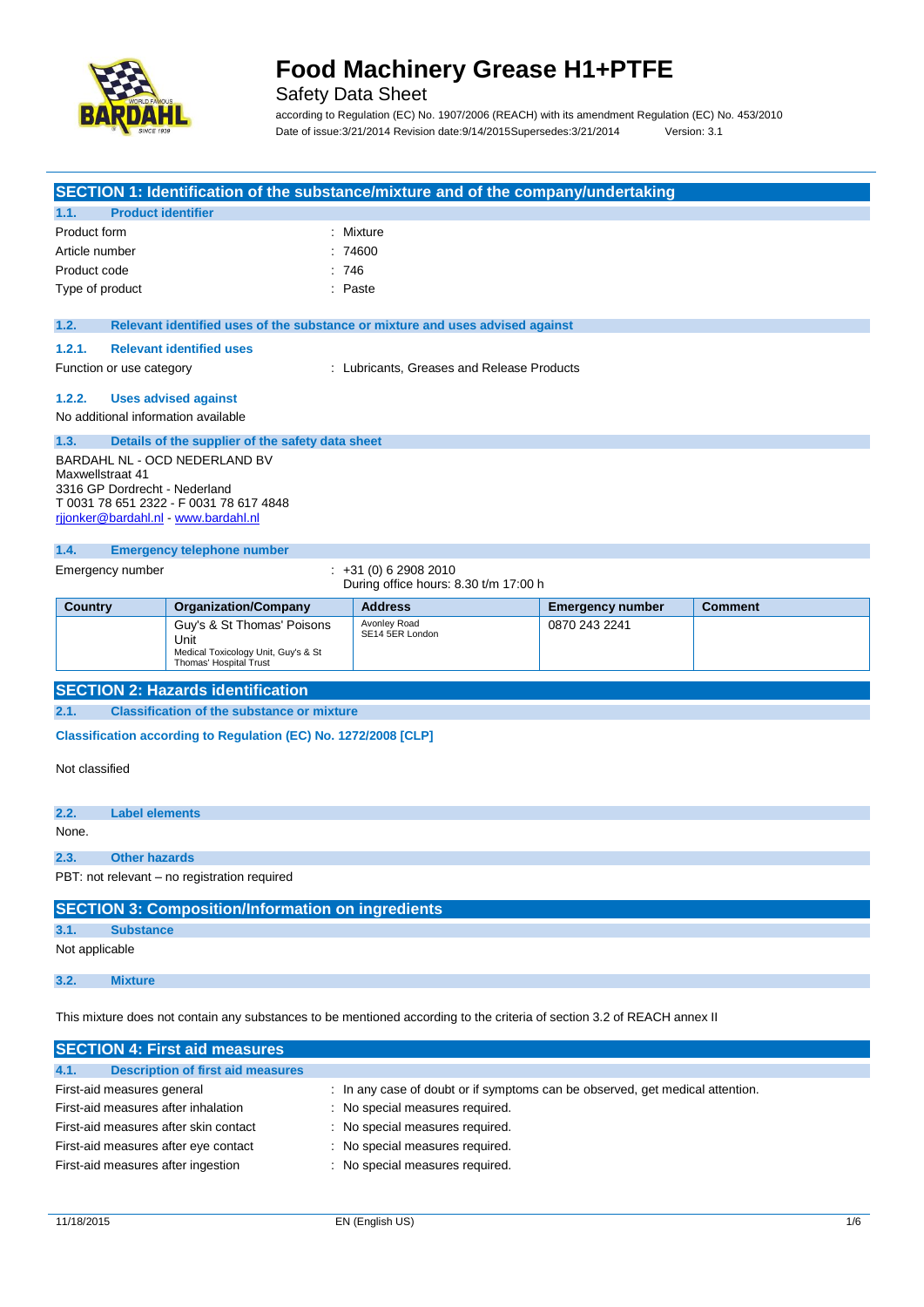# Food Machinery Grease H1+PTFE

Safety Data Sheet

according to Regulation (EC) No. 1907/2006 (REACH) with its amendment Regulation (EC) No. 453/2010

Date of issue:3/21/2014 Revision date:9/14/2015 Supersedes:3/21/2014 Version: 3.1

## SECTION 1: Identification of the substance/mixture and of the company/undertaking

### 1.1. Product identifier

Product form : Mixture

Article number : 74600

Product code : 746

Type of product : Paste

### 1.2. Relevant identified uses of the substance or mixture and uses advised against

#### 1.2.1. Relevant identified uses

Function or use category : Lubricants, Greases and Release Products

#### 1.2.2. Uses advised against

No additional information available

### 1.3. Details of the supplier of the safety data sheet

BARDAHL NL - OCD NEDERLAND BV
Maxwellstraat 41
3316 GP Dordrecht - Nederland
T 0031 78 651 2322 - F 0031 78 617 4848
rjjonker@bardahl.nl - www.bardahl.nl

### 1.4. Emergency telephone number

Emergency number : +31 (0) 6 2908 2010
During office hours: 8.30 t/m 17:00 h

| Country | Organization/Company | Address | Emergency number | Comment |
|---|---|---|---|---|
| | Guy's & St Thomas' Poisons Unit<br>Medical Toxicology Unit, Guy's & St Thomas' Hospital Trust | Avonley Road<br>SE14 5ER London | 0870 243 2241 | |

## SECTION 2: Hazards identification

### 2.1. Classification of the substance or mixture

**Classification according to Regulation (EC) No. 1272/2008 [CLP]**

Not classified

### 2.2. Label elements

None.

### 2.3. Other hazards

PBT: not relevant – no registration required

## SECTION 3: Composition/Information on ingredients

### 3.1. Substance

Not applicable

### 3.2. Mixture

This mixture does not contain any substances to be mentioned according to the criteria of section 3.2 of REACH annex II

## SECTION 4: First aid measures

### 4.1. Description of first aid measures

First-aid measures general : In any case of doubt or if symptoms can be observed, get medical attention.

First-aid measures after inhalation : No special measures required.

First-aid measures after skin contact : No special measures required.

First-aid measures after eye contact : No special measures required.

First-aid measures after ingestion : No special measures required.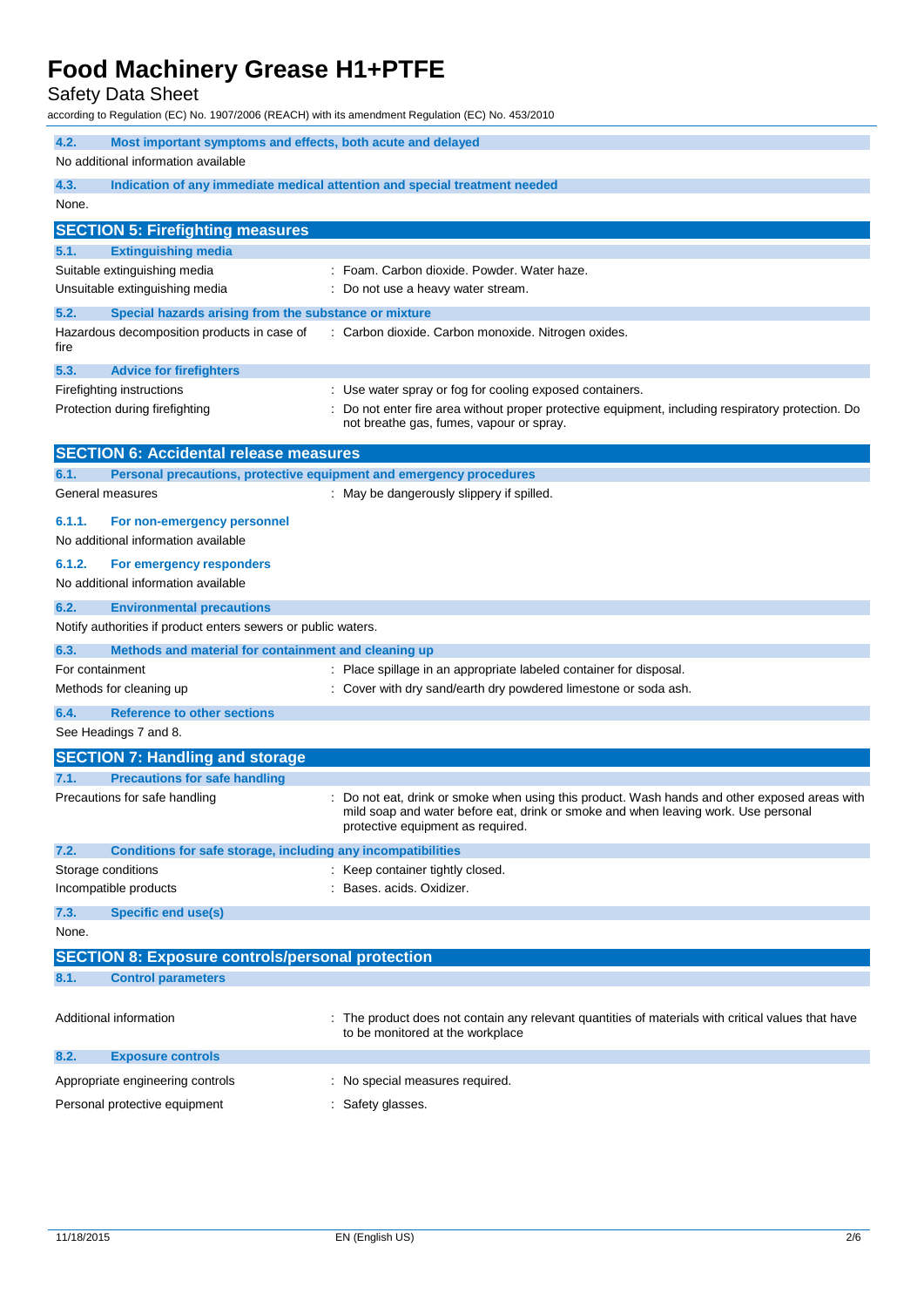#### 4.2. Most important symptoms and effects, both acute and delayed

No additional information available

#### 4.3. Indication of any immediate medical attention and special treatment needed

None.

## SECTION 5: Firefighting measures

#### 5.1. Extinguishing media

Suitable extinguishing media : Foam. Carbon dioxide. Powder. Water haze.

Unsuitable extinguishing media : Do not use a heavy water stream.

#### 5.2. Special hazards arising from the substance or mixture

Hazardous decomposition products in case of fire : Carbon dioxide. Carbon monoxide. Nitrogen oxides.

#### 5.3. Advice for firefighters

Firefighting instructions : Use water spray or fog for cooling exposed containers.

Protection during firefighting : Do not enter fire area without proper protective equipment, including respiratory protection. Do not breathe gas, fumes, vapour or spray.

## SECTION 6: Accidental release measures

#### 6.1. Personal precautions, protective equipment and emergency procedures

General measures : May be dangerously slippery if spilled.

##### 6.1.1. For non-emergency personnel

No additional information available

##### 6.1.2. For emergency responders

No additional information available

#### 6.2. Environmental precautions

Notify authorities if product enters sewers or public waters.

#### 6.3. Methods and material for containment and cleaning up

For containment : Place spillage in an appropriate labeled container for disposal.

Methods for cleaning up : Cover with dry sand/earth dry powdered limestone or soda ash.

#### 6.4. Reference to other sections

See Headings 7 and 8.

## SECTION 7: Handling and storage

#### 7.1. Precautions for safe handling

Precautions for safe handling : Do not eat, drink or smoke when using this product. Wash hands and other exposed areas with mild soap and water before eat, drink or smoke and when leaving work. Use personal protective equipment as required.

#### 7.2. Conditions for safe storage, including any incompatibilities

Storage conditions : Keep container tightly closed.

Incompatible products : Bases. acids. Oxidizer.

#### 7.3. Specific end use(s)

None.

## SECTION 8: Exposure controls/personal protection

#### 8.1. Control parameters

Additional information : The product does not contain any relevant quantities of materials with critical values that have to be monitored at the workplace

#### 8.2. Exposure controls

Appropriate engineering controls : No special measures required.

Personal protective equipment : Safety glasses.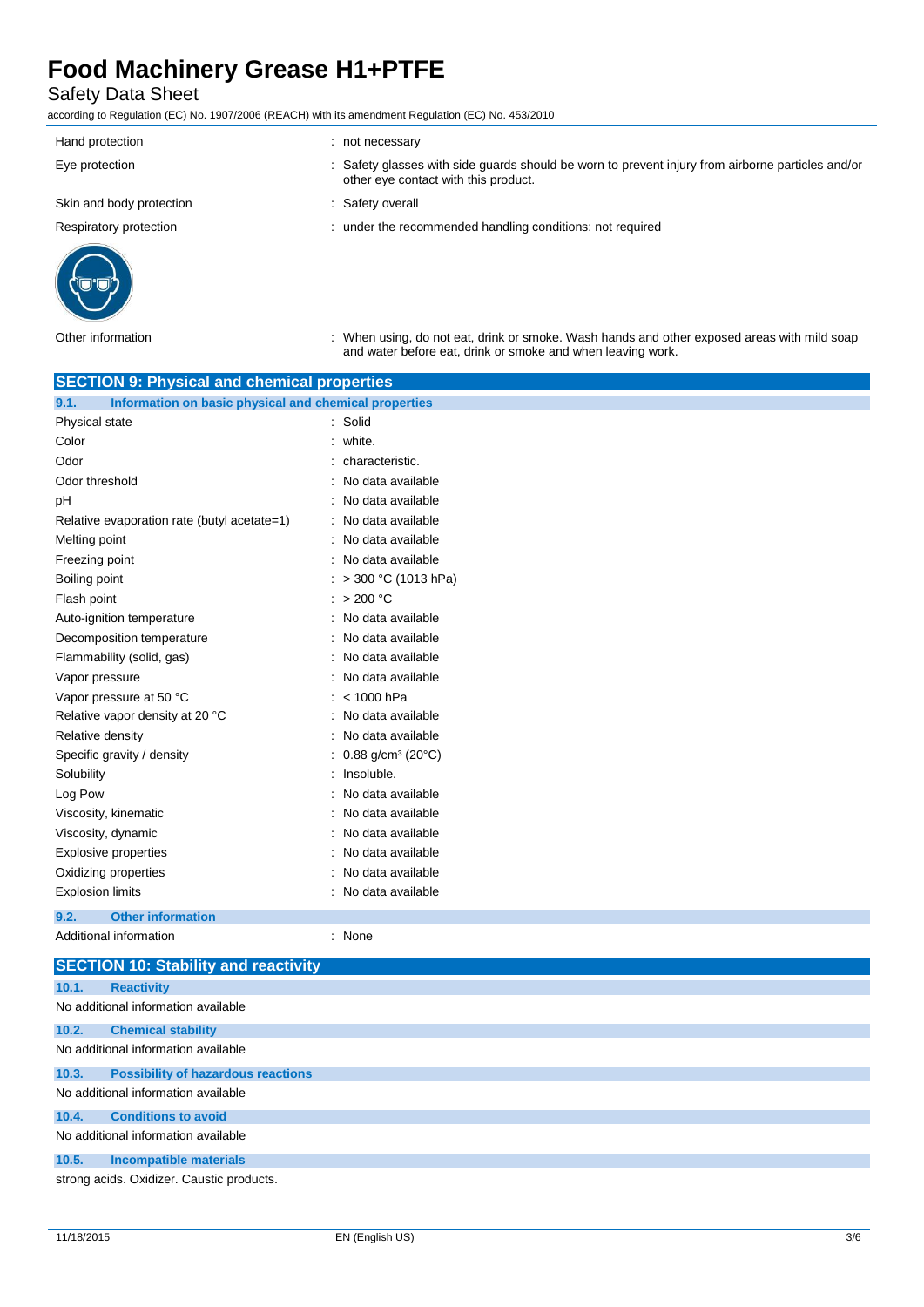| | |
|---|---|
| Hand protection | : not necessary |
| Eye protection | : Safety glasses with side guards should be worn to prevent injury from airborne particles and/or other eye contact with this product. |
| Skin and body protection | : Safety overall |
| Respiratory protection | : under the recommended handling conditions: not required |
| Other information | : When using, do not eat, drink or smoke. Wash hands and other exposed areas with mild soap and water before eat, drink or smoke and when leaving work. |

## SECTION 9: Physical and chemical properties

### 9.1. Information on basic physical and chemical properties

| | |
|---|---|
| Physical state | : Solid |
| Color | : white. |
| Odor | : characteristic. |
| Odor threshold | : No data available |
| pH | : No data available |
| Relative evaporation rate (butyl acetate=1) | : No data available |
| Melting point | : No data available |
| Freezing point | : No data available |
| Boiling point | : > 300 °C (1013 hPa) |
| Flash point | : > 200 °C |
| Auto-ignition temperature | : No data available |
| Decomposition temperature | : No data available |
| Flammability (solid, gas) | : No data available |
| Vapor pressure | : No data available |
| Vapor pressure at 50 °C | : < 1000 hPa |
| Relative vapor density at 20 °C | : No data available |
| Relative density | : No data available |
| Specific gravity / density | : 0.88 g/cm³ (20°C) |
| Solubility | : Insoluble. |
| Log Pow | : No data available |
| Viscosity, kinematic | : No data available |
| Viscosity, dynamic | : No data available |
| Explosive properties | : No data available |
| Oxidizing properties | : No data available |
| Explosion limits | : No data available |

### 9.2. Other information

| | |
|---|---|
| Additional information | : None |

## SECTION 10: Stability and reactivity

### 10.1. Reactivity

No additional information available

### 10.2. Chemical stability

No additional information available

### 10.3. Possibility of hazardous reactions

No additional information available

### 10.4. Conditions to avoid

No additional information available

### 10.5. Incompatible materials

strong acids. Oxidizer. Caustic products.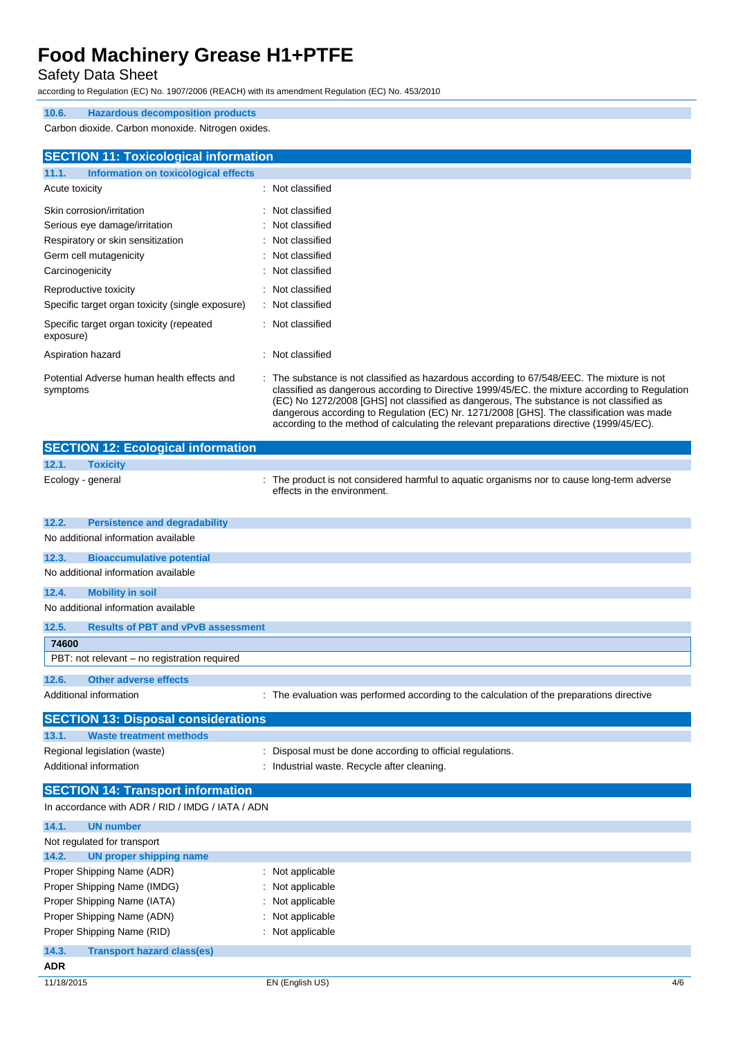### 10.6. Hazardous decomposition products

Carbon dioxide. Carbon monoxide. Nitrogen oxides.

## SECTION 11: Toxicological information

### 11.1. Information on toxicological effects

| | |
|---|---|
| Acute toxicity | : Not classified |
| Skin corrosion/irritation | : Not classified |
| Serious eye damage/irritation | : Not classified |
| Respiratory or skin sensitization | : Not classified |
| Germ cell mutagenicity | : Not classified |
| Carcinogenicity | : Not classified |
| Reproductive toxicity | : Not classified |
| Specific target organ toxicity (single exposure) | : Not classified |
| Specific target organ toxicity (repeated exposure) | : Not classified |
| Aspiration hazard | : Not classified |
| Potential Adverse human health effects and symptoms | : The substance is not classified as hazardous according to 67/548/EEC. The mixture is not classified as dangerous according to Directive 1999/45/EC. the mixture according to Regulation (EC) No 1272/2008 [GHS] not classified as dangerous, The substance is not classified as dangerous according to Regulation (EC) Nr. 1271/2008 [GHS]. The classification was made according to the method of calculating the relevant preparations directive (1999/45/EC). |

## SECTION 12: Ecological information

### 12.1. Toxicity

| | |
|---|---|
| Ecology - general | : The product is not considered harmful to aquatic organisms nor to cause long-term adverse effects in the environment. |

### 12.2. Persistence and degradability

No additional information available

### 12.3. Bioaccumulative potential

No additional information available

### 12.4. Mobility in soil

No additional information available

### 12.5. Results of PBT and vPvB assessment

| 74600 |
|---|
| PBT: not relevant – no registration required |

### 12.6. Other adverse effects

| | |
|---|---|
| Additional information | : The evaluation was performed according to the calculation of the preparations directive |

## SECTION 13: Disposal considerations

### 13.1. Waste treatment methods

| | |
|---|---|
| Regional legislation (waste) | : Disposal must be done according to official regulations. |
| Additional information | : Industrial waste. Recycle after cleaning. |

## SECTION 14: Transport information

In accordance with ADR / RID / IMDG / IATA / ADN

### 14.1. UN number

Not regulated for transport

### 14.2. UN proper shipping name

| | |
|---|---|
| Proper Shipping Name (ADR) | : Not applicable |
| Proper Shipping Name (IMDG) | : Not applicable |
| Proper Shipping Name (IATA) | : Not applicable |
| Proper Shipping Name (ADN) | : Not applicable |
| Proper Shipping Name (RID) | : Not applicable |

### 14.3. Transport hazard class(es)

**ADR**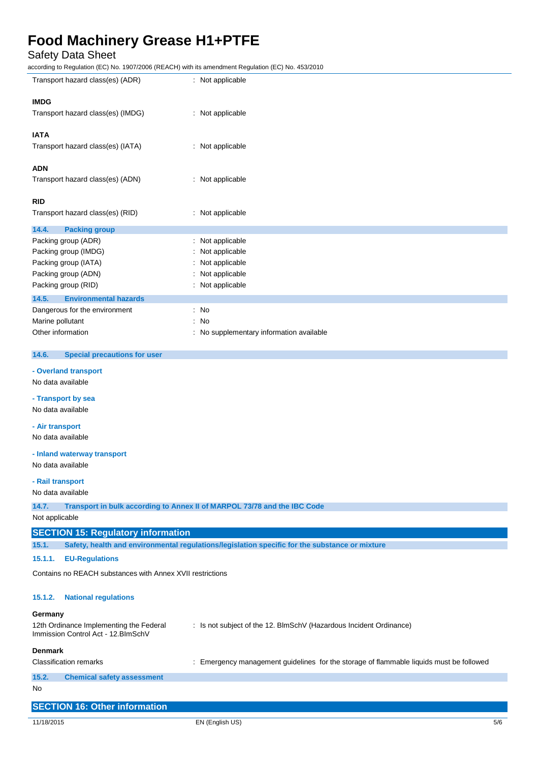Transport hazard class(es) (ADR) : Not applicable

**IMDG**

Transport hazard class(es) (IMDG) : Not applicable

**IATA**

Transport hazard class(es) (IATA) : Not applicable

**ADN**

Transport hazard class(es) (ADN) : Not applicable

**RID**

Transport hazard class(es) (RID) : Not applicable

### 14.4. Packing group

| | |
|---|---|
| Packing group (ADR) | : Not applicable |
| Packing group (IMDG) | : Not applicable |
| Packing group (IATA) | : Not applicable |
| Packing group (ADN) | : Not applicable |
| Packing group (RID) | : Not applicable |

### 14.5. Environmental hazards

| | |
|---|---|
| Dangerous for the environment | : No |
| Marine pollutant | : No |
| Other information | : No supplementary information available |

### 14.6. Special precautions for user

**- Overland transport**

No data available

**- Transport by sea**

No data available

**- Air transport**

No data available

**- Inland waterway transport**

No data available

**- Rail transport**

No data available

### 14.7. Transport in bulk according to Annex II of MARPOL 73/78 and the IBC Code

Not applicable

## SECTION 15: Regulatory information

### 15.1. Safety, health and environmental regulations/legislation specific for the substance or mixture

#### 15.1.1. EU-Regulations

Contains no REACH substances with Annex XVII restrictions

#### 15.1.2. National regulations

**Germany**

12th Ordinance Implementing the Federal Immission Control Act - 12.BImSchV : Is not subject of the 12. BlmSchV (Hazardous Incident Ordinance)

**Denmark**

Classification remarks : Emergency management guidelines for the storage of flammable liquids must be followed

### 15.2. Chemical safety assessment

No

## SECTION 16: Other information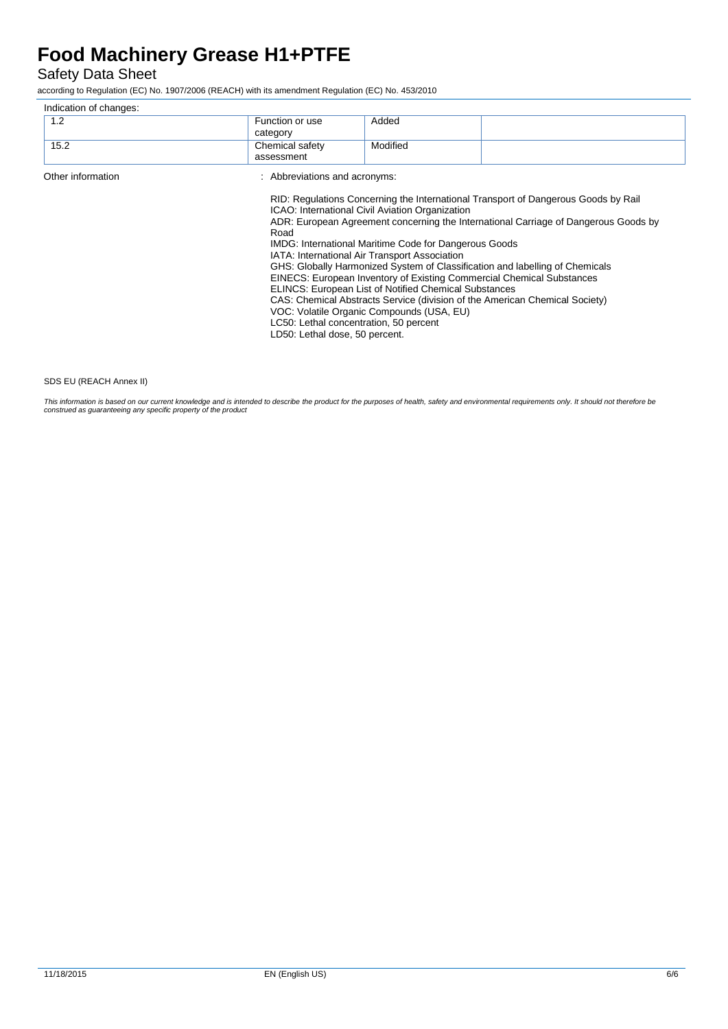Indication of changes:

| | | | |
|---|---|---|---|
| 1.2 | Function or use category | Added | |
| 15.2 | Chemical safety assessment | Modified | |

Other information : Abbreviations and acronyms:

RID: Regulations Concerning the International Transport of Dangerous Goods by Rail
ICAO: International Civil Aviation Organization
ADR: European Agreement concerning the International Carriage of Dangerous Goods by Road
IMDG: International Maritime Code for Dangerous Goods
IATA: International Air Transport Association
GHS: Globally Harmonized System of Classification and labelling of Chemicals
EINECS: European Inventory of Existing Commercial Chemical Substances
ELINCS: European List of Notified Chemical Substances
CAS: Chemical Abstracts Service (division of the American Chemical Society)
VOC: Volatile Organic Compounds (USA, EU)
LC50: Lethal concentration, 50 percent
LD50: Lethal dose, 50 percent.

SDS EU (REACH Annex II)

*This information is based on our current knowledge and is intended to describe the product for the purposes of health, safety and environmental requirements only. It should not therefore be construed as guaranteeing any specific property of the product*